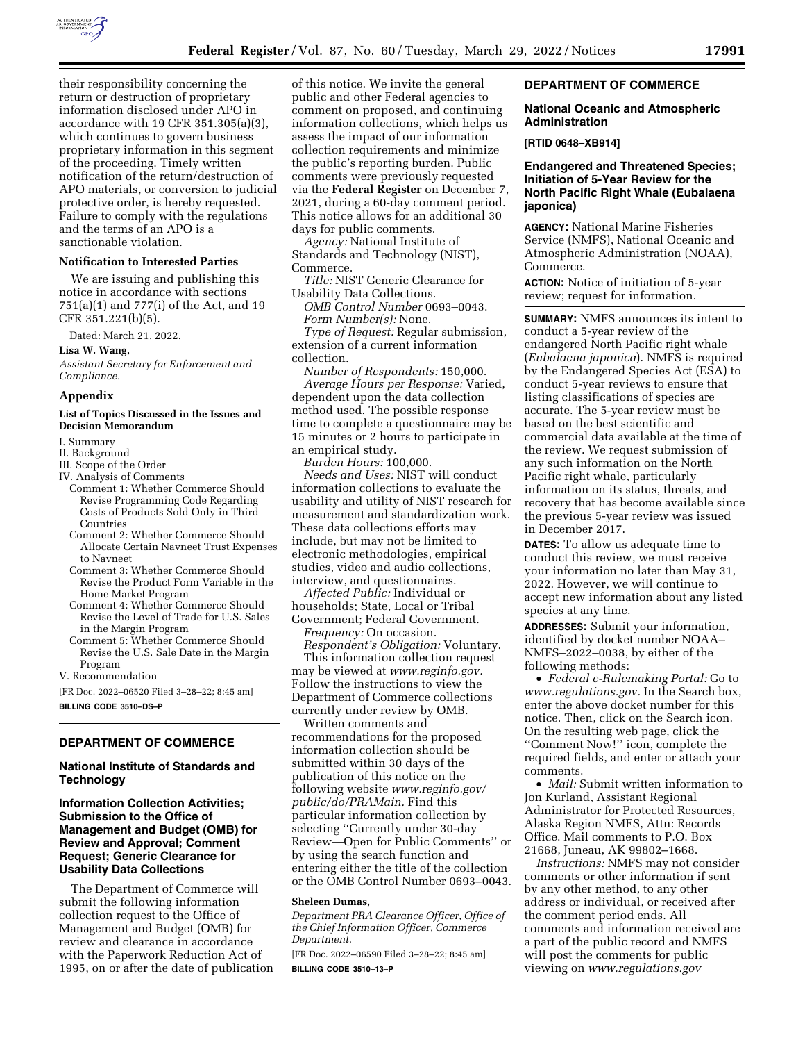their responsibility concerning the return or destruction of proprietary information disclosed under APO in accordance with 19 CFR 351.305(a)(3), which continues to govern business proprietary information in this segment of the proceeding. Timely written notification of the return/destruction of APO materials, or conversion to judicial protective order, is hereby requested. Failure to comply with the regulations and the terms of an APO is a sanctionable violation.

### Notification to Interested Parties

We are issuing and publishing this notice in accordance with sections 751(a)(1) and 777(i) of the Act, and 19 CFR 351.221(b)(5).

Dated: March 21, 2022.

**Lisa W. Wang,**

*Assistant Secretary for Enforcement and Compliance.*

### Appendix

#### List of Topics Discussed in the Issues and Decision Memorandum

I. Summary
II. Background
III. Scope of the Order
IV. Analysis of Comments
- Comment 1: Whether Commerce Should Revise Programming Code Regarding Costs of Products Sold Only in Third Countries
- Comment 2: Whether Commerce Should Allocate Certain Navneet Trust Expenses to Navneet
- Comment 3: Whether Commerce Should Revise the Product Form Variable in the Home Market Program
- Comment 4: Whether Commerce Should Revise the Level of Trade for U.S. Sales in the Margin Program
- Comment 5: Whether Commerce Should Revise the U.S. Sale Date in the Margin Program

V. Recommendation

[FR Doc. 2022–06520 Filed 3–28–22; 8:45 am]

**BILLING CODE 3510–DS–P**

---

## DEPARTMENT OF COMMERCE

### National Institute of Standards and Technology

### Information Collection Activities; Submission to the Office of Management and Budget (OMB) for Review and Approval; Comment Request; Generic Clearance for Usability Data Collections

The Department of Commerce will submit the following information collection request to the Office of Management and Budget (OMB) for review and clearance in accordance with the Paperwork Reduction Act of 1995, on or after the date of publication of this notice. We invite the general public and other Federal agencies to comment on proposed, and continuing information collections, which helps us assess the impact of our information collection requirements and minimize the public's reporting burden. Public comments were previously requested via the **Federal Register** on December 7, 2021, during a 60-day comment period. This notice allows for an additional 30 days for public comments.

*Agency:* National Institute of Standards and Technology (NIST), Commerce.

*Title:* NIST Generic Clearance for Usability Data Collections.

*OMB Control Number* 0693–0043.

*Form Number(s):* None.

*Type of Request:* Regular submission, extension of a current information collection.

*Number of Respondents:* 150,000.

*Average Hours per Response:* Varied, dependent upon the data collection method used. The possible response time to complete a questionnaire may be 15 minutes or 2 hours to participate in an empirical study.

*Burden Hours:* 100,000.

*Needs and Uses:* NIST will conduct information collections to evaluate the usability and utility of NIST research for measurement and standardization work. These data collections efforts may include, but may not be limited to electronic methodologies, empirical studies, video and audio collections, interview, and questionnaires.

*Affected Public:* Individual or households; State, Local or Tribal Government; Federal Government.

*Frequency:* On occasion.

*Respondent's Obligation:* Voluntary.

This information collection request may be viewed at *www.reginfo.gov.* Follow the instructions to view the Department of Commerce collections currently under review by OMB.

Written comments and recommendations for the proposed information collection should be submitted within 30 days of the publication of this notice on the following website *www.reginfo.gov/public/do/PRAMain.* Find this particular information collection by selecting ''Currently under 30-day Review—Open for Public Comments'' or by using the search function and entering either the title of the collection or the OMB Control Number 0693–0043.

**Sheleen Dumas,**

*Department PRA Clearance Officer, Office of the Chief Information Officer, Commerce Department.*

[FR Doc. 2022–06590 Filed 3–28–22; 8:45 am]

**BILLING CODE 3510–13–P**

---

## DEPARTMENT OF COMMERCE

### National Oceanic and Atmospheric Administration

**[RTID 0648–XB914]**

### Endangered and Threatened Species; Initiation of 5-Year Review for the North Pacific Right Whale (Eubalaena japonica)

**AGENCY:** National Marine Fisheries Service (NMFS), National Oceanic and Atmospheric Administration (NOAA), Commerce.

**ACTION:** Notice of initiation of 5-year review; request for information.

**SUMMARY:** NMFS announces its intent to conduct a 5-year review of the endangered North Pacific right whale (*Eubalaena japonica*). NMFS is required by the Endangered Species Act (ESA) to conduct 5-year reviews to ensure that listing classifications of species are accurate. The 5-year review must be based on the best scientific and commercial data available at the time of the review. We request submission of any such information on the North Pacific right whale, particularly information on its status, threats, and recovery that has become available since the previous 5-year review was issued in December 2017.

**DATES:** To allow us adequate time to conduct this review, we must receive your information no later than May 31, 2022. However, we will continue to accept new information about any listed species at any time.

**ADDRESSES:** Submit your information, identified by docket number NOAA–NMFS–2022–0038, by either of the following methods:

- *Federal e-Rulemaking Portal:* Go to *www.regulations.gov.* In the Search box, enter the above docket number for this notice. Then, click on the Search icon. On the resulting web page, click the ''Comment Now!'' icon, complete the required fields, and enter or attach your comments.
- *Mail:* Submit written information to Jon Kurland, Assistant Regional Administrator for Protected Resources, Alaska Region NMFS, Attn: Records Office. Mail comments to P.O. Box 21668, Juneau, AK 99802–1668.

*Instructions:* NMFS may not consider comments or other information if sent by any other method, to any other address or individual, or received after the comment period ends. All comments and information received are a part of the public record and NMFS will post the comments for public viewing on *www.regulations.gov*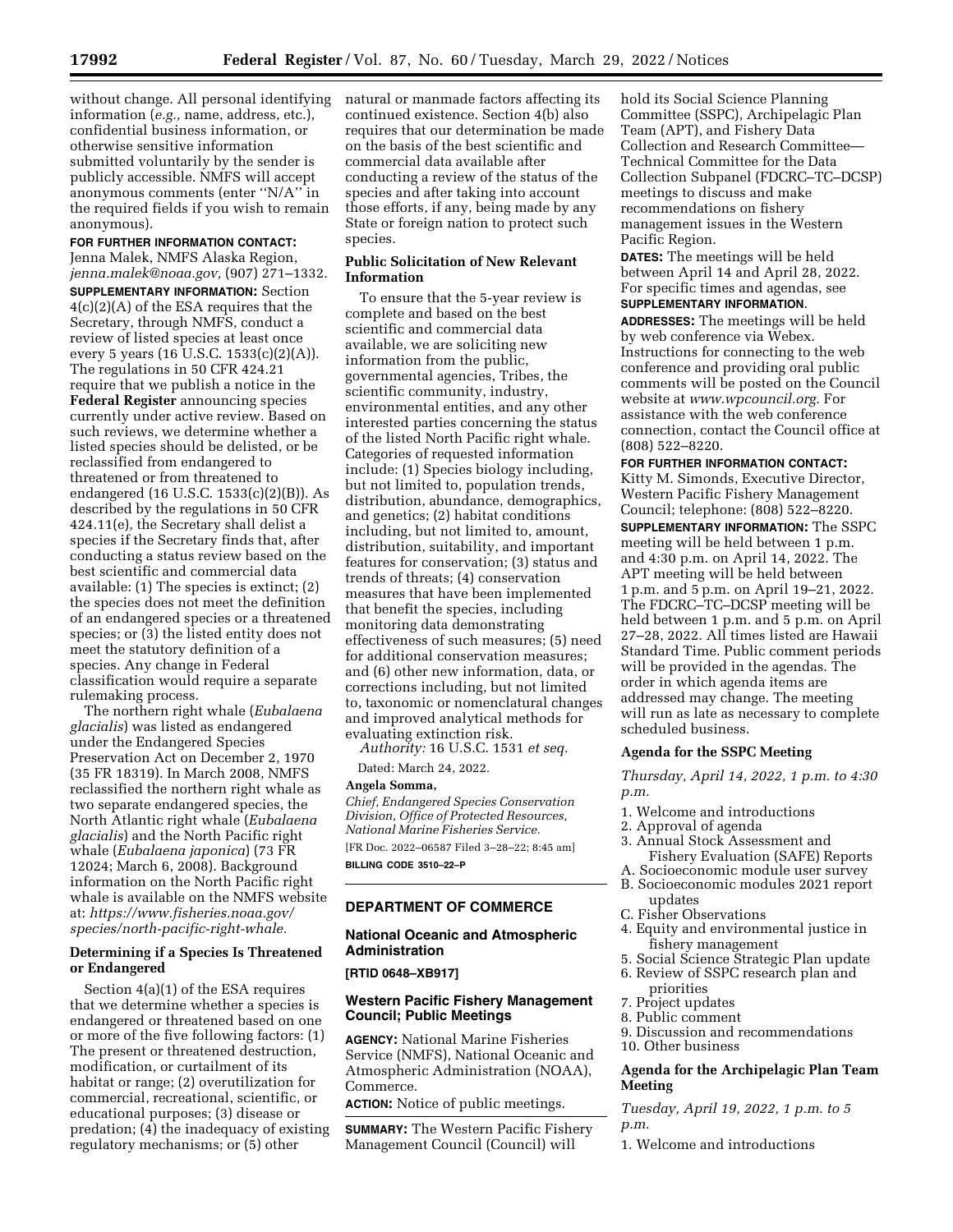without change. All personal identifying information (*e.g.,* name, address, etc.), confidential business information, or otherwise sensitive information submitted voluntarily by the sender is publicly accessible. NMFS will accept anonymous comments (enter ''N/A'' in the required fields if you wish to remain anonymous).

**FOR FURTHER INFORMATION CONTACT:** Jenna Malek, NMFS Alaska Region, *jenna.malek@noaa.gov,* (907) 271–1332.

**SUPPLEMENTARY INFORMATION:** Section 4(c)(2)(A) of the ESA requires that the Secretary, through NMFS, conduct a review of listed species at least once every 5 years (16 U.S.C. 1533(c)(2)(A)). The regulations in 50 CFR 424.21 require that we publish a notice in the **Federal Register** announcing species currently under active review. Based on such reviews, we determine whether a listed species should be delisted, or be reclassified from endangered to threatened or from threatened to endangered (16 U.S.C. 1533(c)(2)(B)). As described by the regulations in 50 CFR 424.11(e), the Secretary shall delist a species if the Secretary finds that, after conducting a status review based on the best scientific and commercial data available: (1) The species is extinct; (2) the species does not meet the definition of an endangered species or a threatened species; or (3) the listed entity does not meet the statutory definition of a species. Any change in Federal classification would require a separate rulemaking process.

The northern right whale (*Eubalaena glacialis*) was listed as endangered under the Endangered Species Preservation Act on December 2, 1970 (35 FR 18319). In March 2008, NMFS reclassified the northern right whale as two separate endangered species, the North Atlantic right whale (*Eubalaena glacialis*) and the North Pacific right whale (*Eubalaena japonica*) (73 FR 12024; March 6, 2008). Background information on the North Pacific right whale is available on the NMFS website at: *https://www.fisheries.noaa.gov/species/north-pacific-right-whale.*

## Determining if a Species Is Threatened or Endangered

Section 4(a)(1) of the ESA requires that we determine whether a species is endangered or threatened based on one or more of the five following factors: (1) The present or threatened destruction, modification, or curtailment of its habitat or range; (2) overutilization for commercial, recreational, scientific, or educational purposes; (3) disease or predation; (4) the inadequacy of existing regulatory mechanisms; or (5) other natural or manmade factors affecting its continued existence. Section 4(b) also requires that our determination be made on the basis of the best scientific and commercial data available after conducting a review of the status of the species and after taking into account those efforts, if any, being made by any State or foreign nation to protect such species.

## Public Solicitation of New Relevant Information

To ensure that the 5-year review is complete and based on the best scientific and commercial data available, we are soliciting new information from the public, governmental agencies, Tribes, the scientific community, industry, environmental entities, and any other interested parties concerning the status of the listed North Pacific right whale. Categories of requested information include: (1) Species biology including, but not limited to, population trends, distribution, abundance, demographics, and genetics; (2) habitat conditions including, but not limited to, amount, distribution, suitability, and important features for conservation; (3) status and trends of threats; (4) conservation measures that have been implemented that benefit the species, including monitoring data demonstrating effectiveness of such measures; (5) need for additional conservation measures; and (6) other new information, data, or corrections including, but not limited to, taxonomic or nomenclatural changes and improved analytical methods for evaluating extinction risk.

*Authority:* 16 U.S.C. 1531 *et seq.*

Dated: March 24, 2022.

**Angela Somma,**

*Chief, Endangered Species Conservation Division, Office of Protected Resources, National Marine Fisheries Service.*

[FR Doc. 2022–06587 Filed 3–28–22; 8:45 am]

**BILLING CODE 3510–22–P**

# DEPARTMENT OF COMMERCE

## National Oceanic and Atmospheric Administration

**[RTID 0648–XB917]**

## Western Pacific Fishery Management Council; Public Meetings

**AGENCY:** National Marine Fisheries Service (NMFS), National Oceanic and Atmospheric Administration (NOAA), Commerce.

**ACTION:** Notice of public meetings.

**SUMMARY:** The Western Pacific Fishery Management Council (Council) will hold its Social Science Planning Committee (SSPC), Archipelagic Plan Team (APT), and Fishery Data Collection and Research Committee—Technical Committee for the Data Collection Subpanel (FDCRC–TC–DCSP) meetings to discuss and make recommendations on fishery management issues in the Western Pacific Region.

**DATES:** The meetings will be held between April 14 and April 28, 2022. For specific times and agendas, see **SUPPLEMENTARY INFORMATION**.

**ADDRESSES:** The meetings will be held by web conference via Webex. Instructions for connecting to the web conference and providing oral public comments will be posted on the Council website at *www.wpcouncil.org.* For assistance with the web conference connection, contact the Council office at (808) 522–8220.

**FOR FURTHER INFORMATION CONTACT:** Kitty M. Simonds, Executive Director, Western Pacific Fishery Management Council; telephone: (808) 522–8220.

**SUPPLEMENTARY INFORMATION:** The SSPC meeting will be held between 1 p.m. and 4:30 p.m. on April 14, 2022. The APT meeting will be held between 1 p.m. and 5 p.m. on April 19–21, 2022. The FDCRC–TC–DCSP meeting will be held between 1 p.m. and 5 p.m. on April 27–28, 2022. All times listed are Hawaii Standard Time. Public comment periods will be provided in the agendas. The order in which agenda items are addressed may change. The meeting will run as late as necessary to complete scheduled business.

## Agenda for the SSPC Meeting

*Thursday, April 14, 2022, 1 p.m. to 4:30 p.m.*

1. Welcome and introductions
2. Approval of agenda
3. Annual Stock Assessment and Fishery Evaluation (SAFE) Reports
   A. Socioeconomic module user survey
   B. Socioeconomic modules 2021 report updates
   C. Fisher Observations
4. Equity and environmental justice in fishery management
5. Social Science Strategic Plan update
6. Review of SSPC research plan and priorities
7. Project updates
8. Public comment
9. Discussion and recommendations
10. Other business

## Agenda for the Archipelagic Plan Team Meeting

*Tuesday, April 19, 2022, 1 p.m. to 5 p.m.*

1. Welcome and introductions